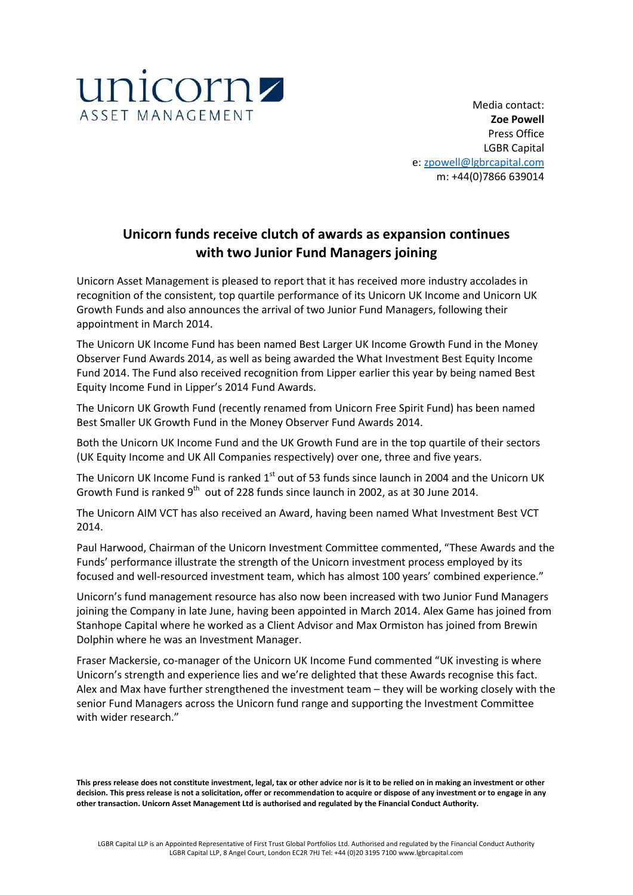unicorn
ASSET MANAGEMENT

Media contact:
**Zoe Powell**
Press Office
LGBR Capital
e: zpowell@lgbrcapital.com
m: +44(0)7866 639014

# Unicorn funds receive clutch of awards as expansion continues with two Junior Fund Managers joining

Unicorn Asset Management is pleased to report that it has received more industry accolades in recognition of the consistent, top quartile performance of its Unicorn UK Income and Unicorn UK Growth Funds and also announces the arrival of two Junior Fund Managers, following their appointment in March 2014.

The Unicorn UK Income Fund has been named Best Larger UK Income Growth Fund in the Money Observer Fund Awards 2014, as well as being awarded the What Investment Best Equity Income Fund 2014. The Fund also received recognition from Lipper earlier this year by being named Best Equity Income Fund in Lipper's 2014 Fund Awards.

The Unicorn UK Growth Fund (recently renamed from Unicorn Free Spirit Fund) has been named Best Smaller UK Growth Fund in the Money Observer Fund Awards 2014.

Both the Unicorn UK Income Fund and the UK Growth Fund are in the top quartile of their sectors (UK Equity Income and UK All Companies respectively) over one, three and five years.

The Unicorn UK Income Fund is ranked 1st out of 53 funds since launch in 2004 and the Unicorn UK Growth Fund is ranked 9th out of 228 funds since launch in 2002, as at 30 June 2014.

The Unicorn AIM VCT has also received an Award, having been named What Investment Best VCT 2014.

Paul Harwood, Chairman of the Unicorn Investment Committee commented, "These Awards and the Funds' performance illustrate the strength of the Unicorn investment process employed by its focused and well-resourced investment team, which has almost 100 years' combined experience."

Unicorn's fund management resource has also now been increased with two Junior Fund Managers joining the Company in late June, having been appointed in March 2014. Alex Game has joined from Stanhope Capital where he worked as a Client Advisor and Max Ormiston has joined from Brewin Dolphin where he was an Investment Manager.

Fraser Mackersie, co-manager of the Unicorn UK Income Fund commented "UK investing is where Unicorn's strength and experience lies and we're delighted that these Awards recognise this fact. Alex and Max have further strengthened the investment team – they will be working closely with the senior Fund Managers across the Unicorn fund range and supporting the Investment Committee with wider research."

**This press release does not constitute investment, legal, tax or other advice nor is it to be relied on in making an investment or other decision. This press release is not a solicitation, offer or recommendation to acquire or dispose of any investment or to engage in any other transaction. Unicorn Asset Management Ltd is authorised and regulated by the Financial Conduct Authority.**

LGBR Capital LLP is an Appointed Representative of First Trust Global Portfolios Ltd. Authorised and regulated by the Financial Conduct Authority
LGBR Capital LLP, 8 Angel Court, London EC2R 7HJ Tel: +44 (0)20 3195 7100 www.lgbrcapital.com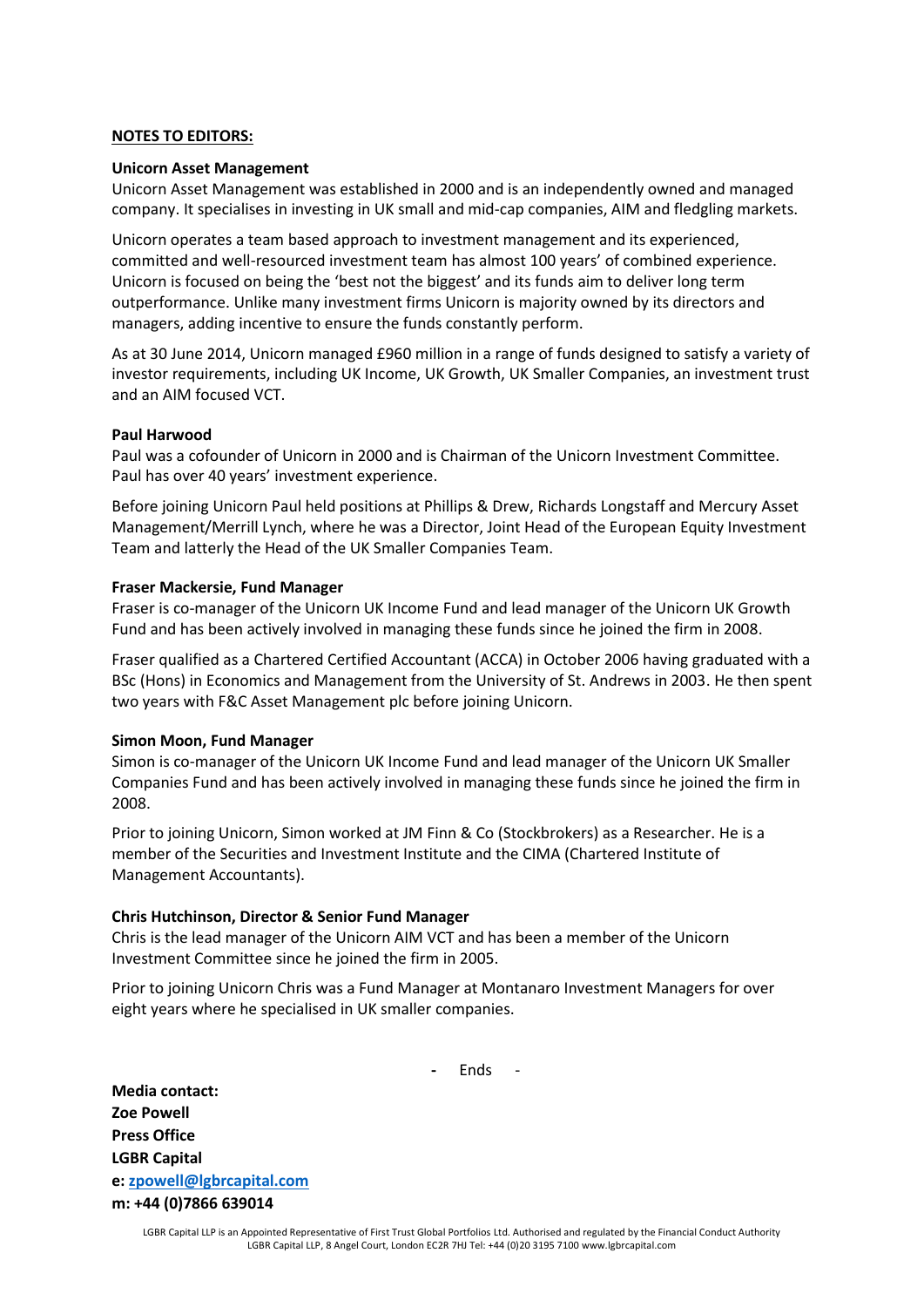**NOTES TO EDITORS:**

**Unicorn Asset Management**

Unicorn Asset Management was established in 2000 and is an independently owned and managed company. It specialises in investing in UK small and mid-cap companies, AIM and fledgling markets.

Unicorn operates a team based approach to investment management and its experienced, committed and well-resourced investment team has almost 100 years' of combined experience. Unicorn is focused on being the 'best not the biggest' and its funds aim to deliver long term outperformance. Unlike many investment firms Unicorn is majority owned by its directors and managers, adding incentive to ensure the funds constantly perform.

As at 30 June 2014, Unicorn managed £960 million in a range of funds designed to satisfy a variety of investor requirements, including UK Income, UK Growth, UK Smaller Companies, an investment trust and an AIM focused VCT.

**Paul Harwood**

Paul was a cofounder of Unicorn in 2000 and is Chairman of the Unicorn Investment Committee. Paul has over 40 years' investment experience.

Before joining Unicorn Paul held positions at Phillips & Drew, Richards Longstaff and Mercury Asset Management/Merrill Lynch, where he was a Director, Joint Head of the European Equity Investment Team and latterly the Head of the UK Smaller Companies Team.

**Fraser Mackersie, Fund Manager**

Fraser is co-manager of the Unicorn UK Income Fund and lead manager of the Unicorn UK Growth Fund and has been actively involved in managing these funds since he joined the firm in 2008.

Fraser qualified as a Chartered Certified Accountant (ACCA) in October 2006 having graduated with a BSc (Hons) in Economics and Management from the University of St. Andrews in 2003. He then spent two years with F&C Asset Management plc before joining Unicorn.

**Simon Moon, Fund Manager**

Simon is co-manager of the Unicorn UK Income Fund and lead manager of the Unicorn UK Smaller Companies Fund and has been actively involved in managing these funds since he joined the firm in 2008.

Prior to joining Unicorn, Simon worked at JM Finn & Co (Stockbrokers) as a Researcher. He is a member of the Securities and Investment Institute and the CIMA (Chartered Institute of Management Accountants).

**Chris Hutchinson, Director & Senior Fund Manager**

Chris is the lead manager of the Unicorn AIM VCT and has been a member of the Unicorn Investment Committee since he joined the firm in 2005.

Prior to joining Unicorn Chris was a Fund Manager at Montanaro Investment Managers for over eight years where he specialised in UK smaller companies.

- Ends -

**Media contact:**
**Zoe Powell**
**Press Office**
**LGBR Capital**
**e: zpowell@lgbrcapital.com**
**m: +44 (0)7866 639014**

LGBR Capital LLP is an Appointed Representative of First Trust Global Portfolios Ltd. Authorised and regulated by the Financial Conduct Authority
LGBR Capital LLP, 8 Angel Court, London EC2R 7HJ Tel: +44 (0)20 3195 7100 www.lgbrcapital.com